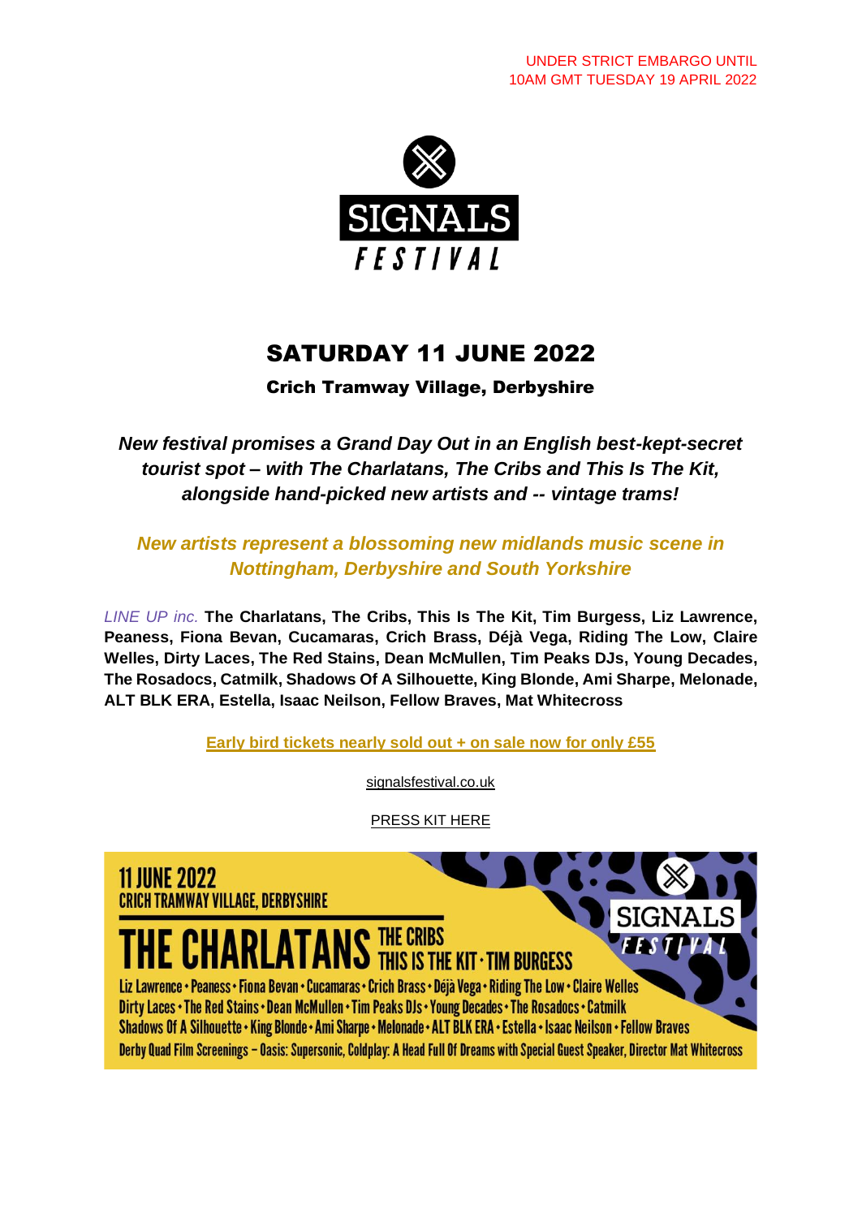UNDER STRICT EMBARGO UNTIL
10AM GMT TUESDAY 19 APRIL 2022

SIGNALS
FESTIVAL

# SATURDAY 11 JUNE 2022

**Crich Tramway Village, Derbyshire**

***New festival promises a Grand Day Out in an English best-kept-secret tourist spot – with The Charlatans, The Cribs and This Is The Kit, alongside hand-picked new artists and -- vintage trams!***

***New artists represent a blossoming new midlands music scene in Nottingham, Derbyshire and South Yorkshire***

*LINE UP inc.* **The Charlatans, The Cribs, This Is The Kit, Tim Burgess, Liz Lawrence, Peaness, Fiona Bevan, Cucamaras, Crich Brass, Déjà Vega, Riding The Low, Claire Welles, Dirty Laces, The Red Stains, Dean McMullen, Tim Peaks DJs, Young Decades, The Rosadocs, Catmilk, Shadows Of A Silhouette, King Blonde, Ami Sharpe, Melonade, ALT BLK ERA, Estella, Isaac Neilson, Fellow Braves, Mat Whitecross**

**Early bird tickets nearly sold out + on sale now for only £55**

signalsfestival.co.uk

PRESS KIT HERE

11 JUNE 2022
CRICH TRAMWAY VILLAGE, DERBYSHIRE

THE CHARLATANS THE CRIBS
THIS IS THE KIT · TIM BURGESS

Liz Lawrence • Peaness • Fiona Bevan • Cucamaras • Crich Brass • Déjà Vega • Riding The Low • Claire Welles
Dirty Laces • The Red Stains • Dean McMullen • Tim Peaks DJs • Young Decades • The Rosadocs • Catmilk
Shadows Of A Silhouette • King Blonde • Ami Sharpe • Melonade • ALT BLK ERA • Estella • Isaac Neilson • Fellow Braves
Derby Quad Film Screenings – Oasis: Supersonic, Coldplay: A Head Full Of Dreams with Special Guest Speaker, Director Mat Whitecross

SIGNALS FESTIVAL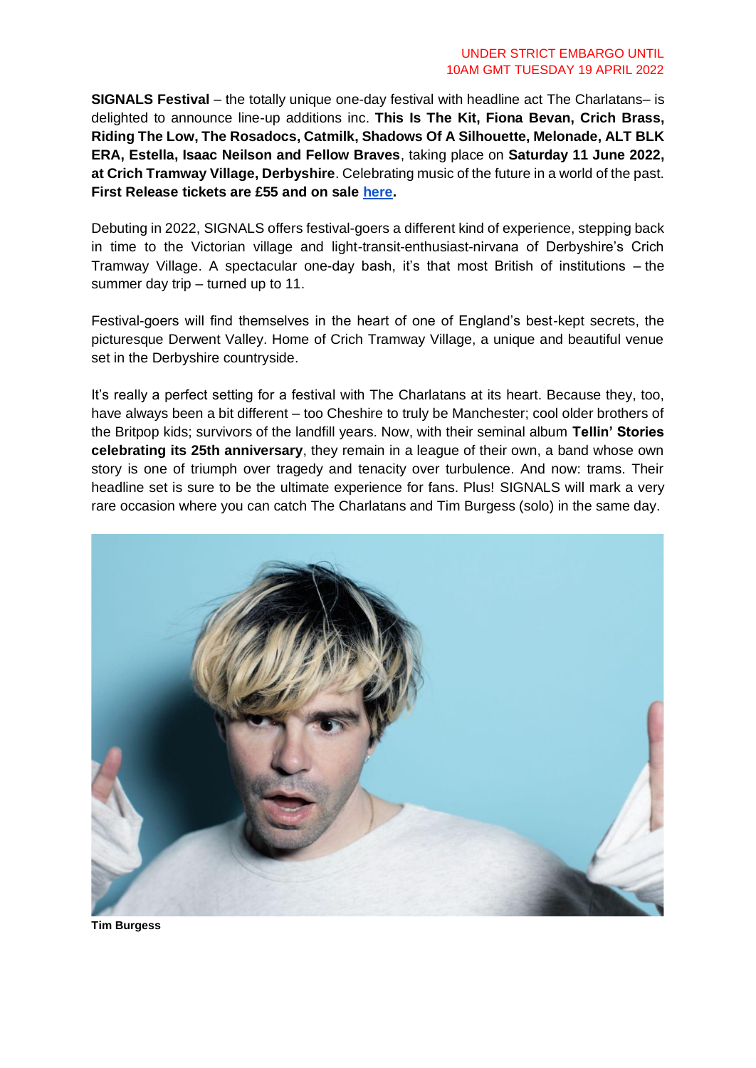UNDER STRICT EMBARGO UNTIL
10AM GMT TUESDAY 19 APRIL 2022

**SIGNALS Festival** – the totally unique one-day festival with headline act The Charlatans– is delighted to announce line-up additions inc. **This Is The Kit, Fiona Bevan, Crich Brass, Riding The Low, The Rosadocs, Catmilk, Shadows Of A Silhouette, Melonade, ALT BLK ERA, Estella, Isaac Neilson and Fellow Braves**, taking place on **Saturday 11 June 2022, at Crich Tramway Village, Derbyshire**. Celebrating music of the future in a world of the past. **First Release tickets are £55 and on sale [here](#).**

Debuting in 2022, SIGNALS offers festival-goers a different kind of experience, stepping back in time to the Victorian village and light-transit-enthusiast-nirvana of Derbyshire's Crich Tramway Village. A spectacular one-day bash, it's that most British of institutions – the summer day trip – turned up to 11.

Festival-goers will find themselves in the heart of one of England's best-kept secrets, the picturesque Derwent Valley. Home of Crich Tramway Village, a unique and beautiful venue set in the Derbyshire countryside.

It's really a perfect setting for a festival with The Charlatans at its heart. Because they, too, have always been a bit different – too Cheshire to truly be Manchester; cool older brothers of the Britpop kids; survivors of the landfill years. Now, with their seminal album **Tellin' Stories celebrating its 25th anniversary**, they remain in a league of their own, a band whose own story is one of triumph over tragedy and tenacity over turbulence. And now: trams. Their headline set is sure to be the ultimate experience for fans. Plus! SIGNALS will mark a very rare occasion where you can catch The Charlatans and Tim Burgess (solo) in the same day.

**Tim Burgess**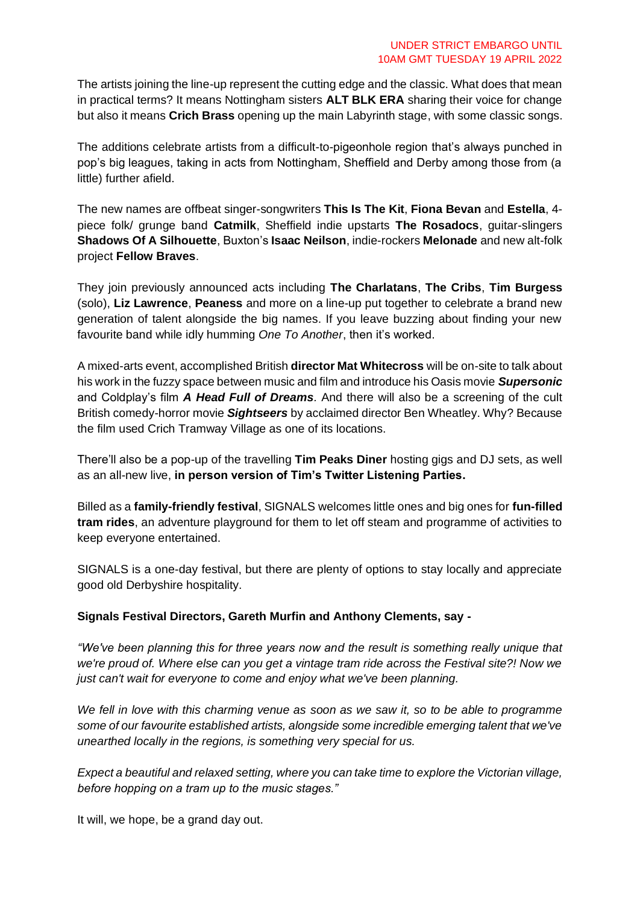UNDER STRICT EMBARGO UNTIL 10AM GMT TUESDAY 19 APRIL 2022

The artists joining the line-up represent the cutting edge and the classic. What does that mean in practical terms? It means Nottingham sisters **ALT BLK ERA** sharing their voice for change but also it means **Crich Brass** opening up the main Labyrinth stage, with some classic songs.

The additions celebrate artists from a difficult-to-pigeonhole region that's always punched in pop's big leagues, taking in acts from Nottingham, Sheffield and Derby among those from (a little) further afield.

The new names are offbeat singer-songwriters **This Is The Kit**, **Fiona Bevan** and **Estella**, 4-piece folk/ grunge band **Catmilk**, Sheffield indie upstarts **The Rosadocs**, guitar-slingers **Shadows Of A Silhouette**, Buxton's **Isaac Neilson**, indie-rockers **Melonade** and new alt-folk project **Fellow Braves**.

They join previously announced acts including **The Charlatans**, **The Cribs**, **Tim Burgess** (solo), **Liz Lawrence**, **Peaness** and more on a line-up put together to celebrate a brand new generation of talent alongside the big names. If you leave buzzing about finding your new favourite band while idly humming *One To Another*, then it's worked.

A mixed-arts event, accomplished British **director Mat Whitecross** will be on-site to talk about his work in the fuzzy space between music and film and introduce his Oasis movie ***Supersonic*** and Coldplay's film ***A Head Full of Dreams***. And there will also be a screening of the cult British comedy-horror movie ***Sightseers*** by acclaimed director Ben Wheatley. Why? Because the film used Crich Tramway Village as one of its locations.

There'll also be a pop-up of the travelling **Tim Peaks Diner** hosting gigs and DJ sets, as well as an all-new live, **in person version of Tim's Twitter Listening Parties.**

Billed as a **family-friendly festival**, SIGNALS welcomes little ones and big ones for **fun-filled tram rides**, an adventure playground for them to let off steam and programme of activities to keep everyone entertained.

SIGNALS is a one-day festival, but there are plenty of options to stay locally and appreciate good old Derbyshire hospitality.

**Signals Festival Directors, Gareth Murfin and Anthony Clements, say -**

*"We've been planning this for three years now and the result is something really unique that we're proud of. Where else can you get a vintage tram ride across the Festival site?! Now we just can't wait for everyone to come and enjoy what we've been planning.*

*We fell in love with this charming venue as soon as we saw it, so to be able to programme some of our favourite established artists, alongside some incredible emerging talent that we've unearthed locally in the regions, is something very special for us.*

*Expect a beautiful and relaxed setting, where you can take time to explore the Victorian village, before hopping on a tram up to the music stages."*

It will, we hope, be a grand day out.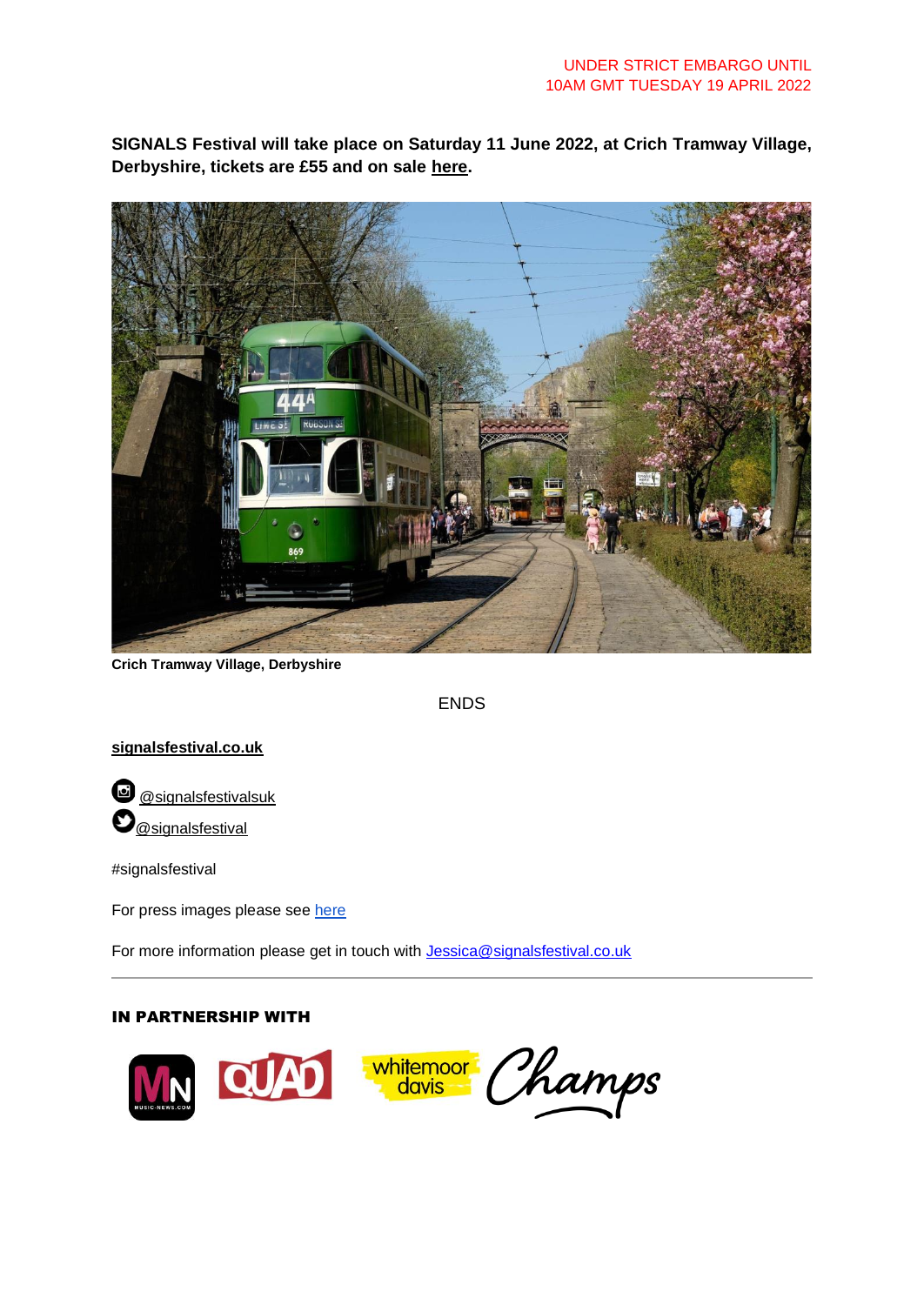UNDER STRICT EMBARGO UNTIL 10AM GMT TUESDAY 19 APRIL 2022

**SIGNALS Festival will take place on Saturday 11 June 2022, at Crich Tramway Village, Derbyshire, tickets are £55 and on sale here.**

**Crich Tramway Village, Derbyshire**

ENDS

**signalsfestival.co.uk**

@signalsfestivalsuk

@signalsfestival

#signalsfestival

For press images please see here

For more information please get in touch with Jessica@signalsfestival.co.uk

---

**IN PARTNERSHIP WITH**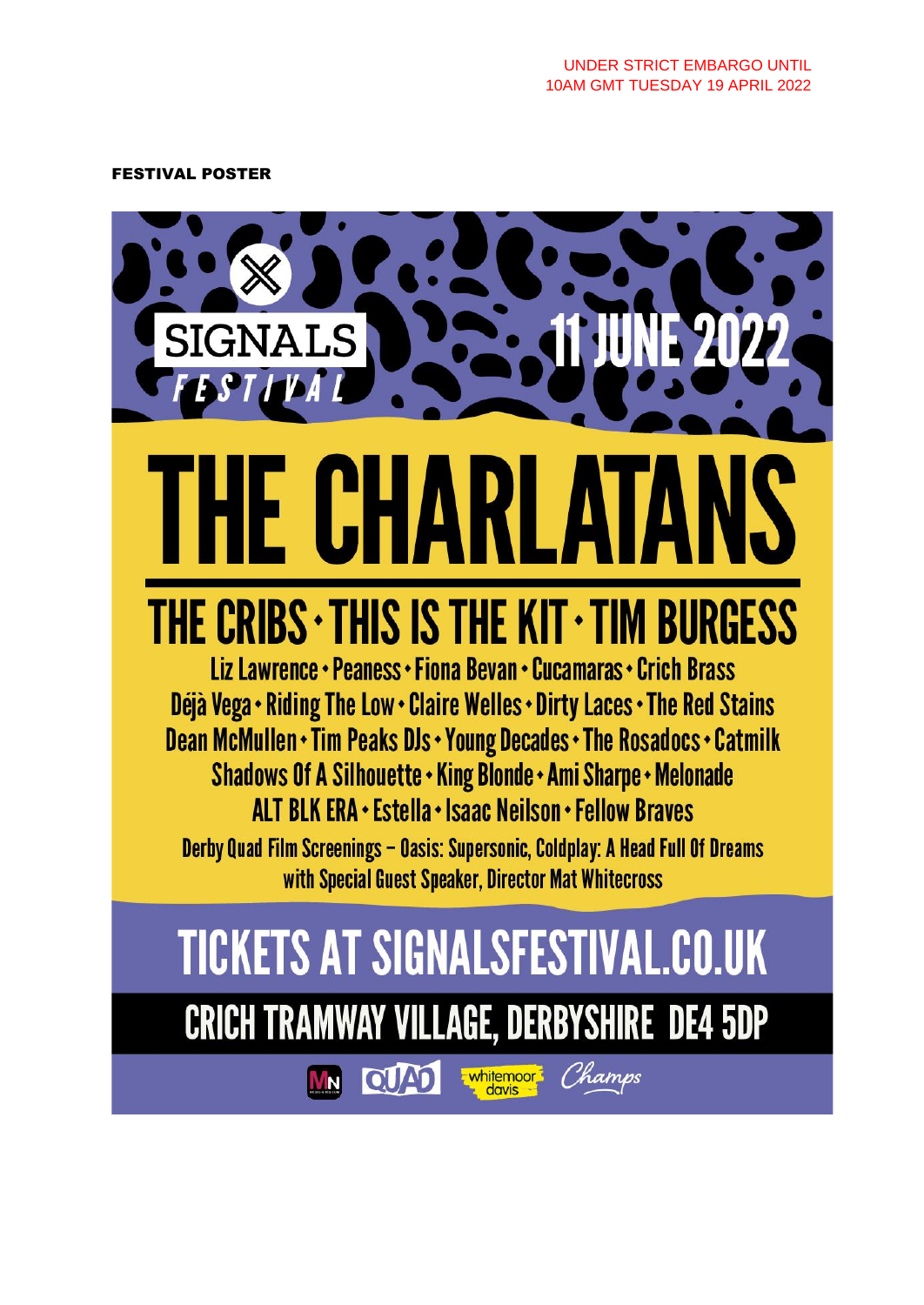UNDER STRICT EMBARGO UNTIL 10AM GMT TUESDAY 19 APRIL 2022

**FESTIVAL POSTER**

SIGNALS FESTIVAL

11 JUNE 2022

# THE CHARLATANS

## THE CRIBS • THIS IS THE KIT • TIM BURGESS

Liz Lawrence • Peaness • Fiona Bevan • Cucamaras • Crich Brass
Déjà Vega • Riding The Low • Claire Welles • Dirty Laces • The Red Stains
Dean McMullen • Tim Peaks DJs • Young Decades • The Rosadocs • Catmilk
Shadows Of A Silhouette • King Blonde • Ami Sharpe • Melonade
ALT BLK ERA • Estella • Isaac Neilson • Fellow Braves

Derby Quad Film Screenings – Oasis: Supersonic, Coldplay: A Head Full Of Dreams
with Special Guest Speaker, Director Mat Whitecross

## TICKETS AT SIGNALSFESTIVAL.CO.UK

CRICH TRAMWAY VILLAGE, DERBYSHIRE DE4 5DP

MN • QUAD • whitemoor davis • Champs